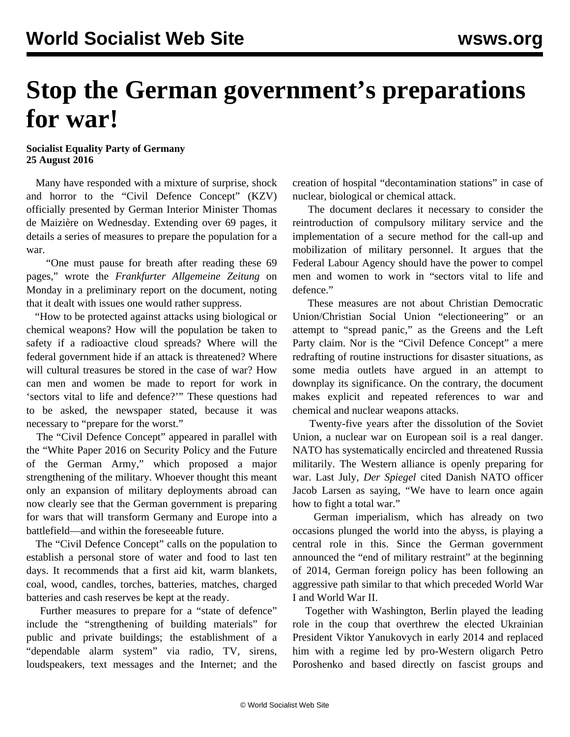# Stop the German government's preparations for war!

**Socialist Equality Party of Germany**
**25 August 2016**

Many have responded with a mixture of surprise, shock and horror to the "Civil Defence Concept" (KZV) officially presented by German Interior Minister Thomas de Maizière on Wednesday. Extending over 69 pages, it details a series of measures to prepare the population for a war.

"One must pause for breath after reading these 69 pages," wrote the *Frankfurter Allgemeine Zeitung* on Monday in a preliminary report on the document, noting that it dealt with issues one would rather suppress.

"How to be protected against attacks using biological or chemical weapons? How will the population be taken to safety if a radioactive cloud spreads? Where will the federal government hide if an attack is threatened? Where will cultural treasures be stored in the case of war? How can men and women be made to report for work in 'sectors vital to life and defence?'" These questions had to be asked, the newspaper stated, because it was necessary to "prepare for the worst."

The "Civil Defence Concept" appeared in parallel with the "White Paper 2016 on Security Policy and the Future of the German Army," which proposed a major strengthening of the military. Whoever thought this meant only an expansion of military deployments abroad can now clearly see that the German government is preparing for wars that will transform Germany and Europe into a battlefield—and within the foreseeable future.

The "Civil Defence Concept" calls on the population to establish a personal store of water and food to last ten days. It recommends that a first aid kit, warm blankets, coal, wood, candles, torches, batteries, matches, charged batteries and cash reserves be kept at the ready.

Further measures to prepare for a "state of defence" include the "strengthening of building materials" for public and private buildings; the establishment of a "dependable alarm system" via radio, TV, sirens, loudspeakers, text messages and the Internet; and the creation of hospital "decontamination stations" in case of nuclear, biological or chemical attack.

The document declares it necessary to consider the reintroduction of compulsory military service and the implementation of a secure method for the call-up and mobilization of military personnel. It argues that the Federal Labour Agency should have the power to compel men and women to work in "sectors vital to life and defence."

These measures are not about Christian Democratic Union/Christian Social Union "electioneering" or an attempt to "spread panic," as the Greens and the Left Party claim. Nor is the "Civil Defence Concept" a mere redrafting of routine instructions for disaster situations, as some media outlets have argued in an attempt to downplay its significance. On the contrary, the document makes explicit and repeated references to war and chemical and nuclear weapons attacks.

Twenty-five years after the dissolution of the Soviet Union, a nuclear war on European soil is a real danger. NATO has systematically encircled and threatened Russia militarily. The Western alliance is openly preparing for war. Last July, *Der Spiegel* cited Danish NATO officer Jacob Larsen as saying, "We have to learn once again how to fight a total war."

German imperialism, which has already on two occasions plunged the world into the abyss, is playing a central role in this. Since the German government announced the "end of military restraint" at the beginning of 2014, German foreign policy has been following an aggressive path similar to that which preceded World War I and World War II.

Together with Washington, Berlin played the leading role in the coup that overthrew the elected Ukrainian President Viktor Yanukovych in early 2014 and replaced him with a regime led by pro-Western oligarch Petro Poroshenko and based directly on fascist groups and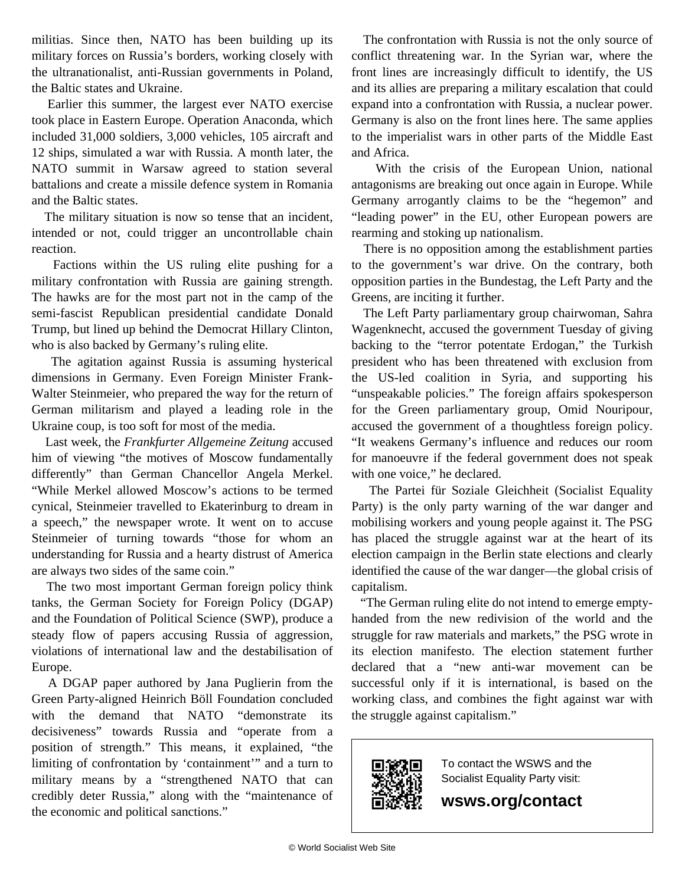militias. Since then, NATO has been building up its military forces on Russia's borders, working closely with the ultranationalist, anti-Russian governments in Poland, the Baltic states and Ukraine.

Earlier this summer, the largest ever NATO exercise took place in Eastern Europe. Operation Anaconda, which included 31,000 soldiers, 3,000 vehicles, 105 aircraft and 12 ships, simulated a war with Russia. A month later, the NATO summit in Warsaw agreed to station several battalions and create a missile defence system in Romania and the Baltic states.

The military situation is now so tense that an incident, intended or not, could trigger an uncontrollable chain reaction.

Factions within the US ruling elite pushing for a military confrontation with Russia are gaining strength. The hawks are for the most part not in the camp of the semi-fascist Republican presidential candidate Donald Trump, but lined up behind the Democrat Hillary Clinton, who is also backed by Germany's ruling elite.

The agitation against Russia is assuming hysterical dimensions in Germany. Even Foreign Minister Frank-Walter Steinmeier, who prepared the way for the return of German militarism and played a leading role in the Ukraine coup, is too soft for most of the media.

Last week, the *Frankfurter Allgemeine Zeitung* accused him of viewing "the motives of Moscow fundamentally differently" than German Chancellor Angela Merkel. "While Merkel allowed Moscow's actions to be termed cynical, Steinmeier travelled to Ekaterinburg to dream in a speech," the newspaper wrote. It went on to accuse Steinmeier of turning towards "those for whom an understanding for Russia and a hearty distrust of America are always two sides of the same coin."

The two most important German foreign policy think tanks, the German Society for Foreign Policy (DGAP) and the Foundation of Political Science (SWP), produce a steady flow of papers accusing Russia of aggression, violations of international law and the destabilisation of Europe.

A DGAP paper authored by Jana Puglierin from the Green Party-aligned Heinrich Böll Foundation concluded with the demand that NATO "demonstrate its decisiveness" towards Russia and "operate from a position of strength." This means, it explained, "the limiting of confrontation by 'containment'" and a turn to military means by a "strengthened NATO that can credibly deter Russia," along with the "maintenance of the economic and political sanctions."

The confrontation with Russia is not the only source of conflict threatening war. In the Syrian war, where the front lines are increasingly difficult to identify, the US and its allies are preparing a military escalation that could expand into a confrontation with Russia, a nuclear power. Germany is also on the front lines here. The same applies to the imperialist wars in other parts of the Middle East and Africa.

With the crisis of the European Union, national antagonisms are breaking out once again in Europe. While Germany arrogantly claims to be the "hegemon" and "leading power" in the EU, other European powers are rearming and stoking up nationalism.

There is no opposition among the establishment parties to the government's war drive. On the contrary, both opposition parties in the Bundestag, the Left Party and the Greens, are inciting it further.

The Left Party parliamentary group chairwoman, Sahra Wagenknecht, accused the government Tuesday of giving backing to the "terror potentate Erdogan," the Turkish president who has been threatened with exclusion from the US-led coalition in Syria, and supporting his "unspeakable policies." The foreign affairs spokesperson for the Green parliamentary group, Omid Nouripour, accused the government of a thoughtless foreign policy. "It weakens Germany's influence and reduces our room for manoeuvre if the federal government does not speak with one voice," he declared.

The Partei für Soziale Gleichheit (Socialist Equality Party) is the only party warning of the war danger and mobilising workers and young people against it. The PSG has placed the struggle against war at the heart of its election campaign in the Berlin state elections and clearly identified the cause of the war danger—the global crisis of capitalism.

"The German ruling elite do not intend to emerge empty-handed from the new redivision of the world and the struggle for raw materials and markets," the PSG wrote in its election manifesto. The election statement further declared that a "new anti-war movement can be successful only if it is international, is based on the working class, and combines the fight against war with the struggle against capitalism."

To contact the WSWS and the Socialist Equality Party visit:

**wsws.org/contact**